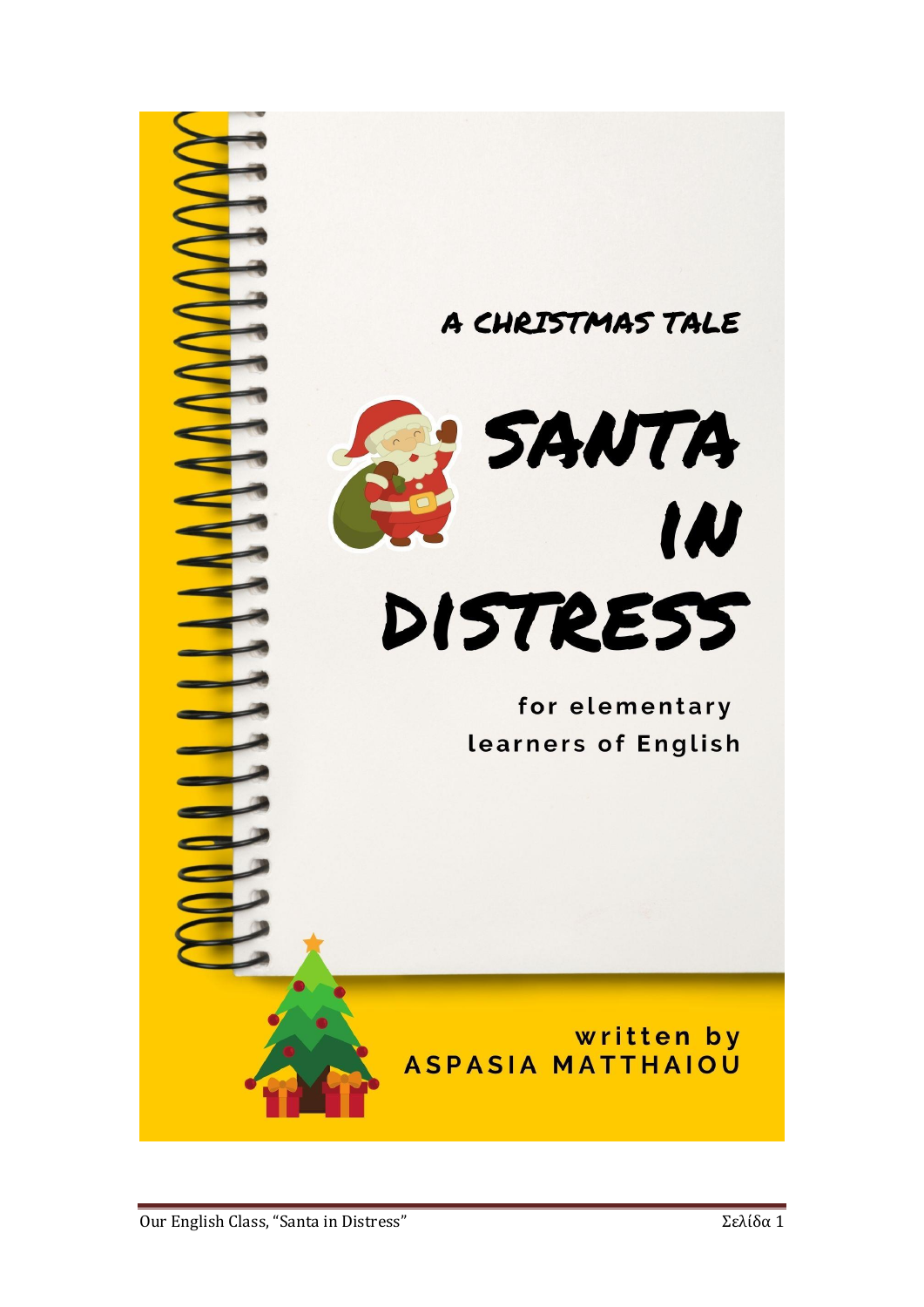A CHRISTMAS TALE

# SANTA IN DISTRESS

for elementary learners of English

written by
ASPASIA MATTHAIOU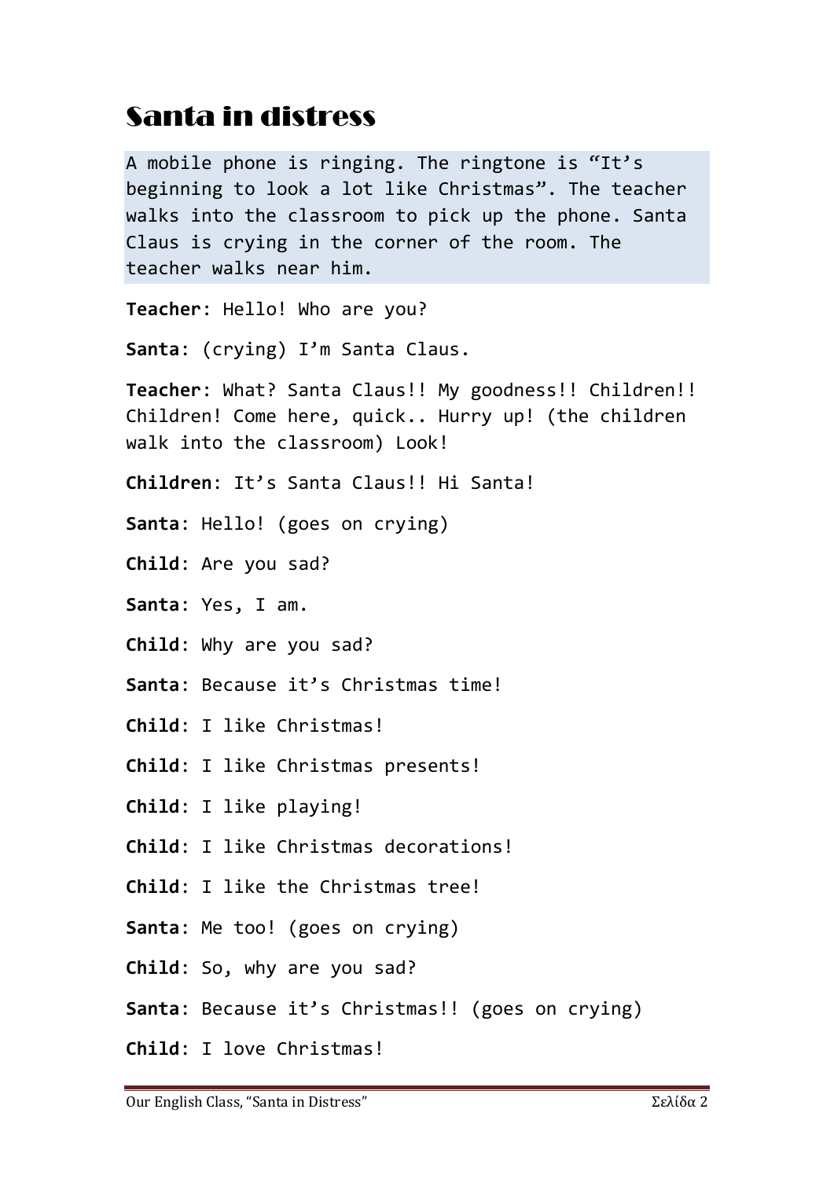# Santa in distress

A mobile phone is ringing. The ringtone is "It's beginning to look a lot like Christmas". The teacher walks into the classroom to pick up the phone. Santa Claus is crying in the corner of the room. The teacher walks near him.

**Teacher**: Hello! Who are you?

**Santa**: (crying) I'm Santa Claus.

**Teacher**: What? Santa Claus!! My goodness!! Children!! Children! Come here, quick.. Hurry up! (the children walk into the classroom) Look!

**Children**: It's Santa Claus!! Hi Santa!

**Santa**: Hello! (goes on crying)

**Child**: Are you sad?

**Santa**: Yes, I am.

**Child**: Why are you sad?

**Santa**: Because it's Christmas time!

**Child**: I like Christmas!

**Child**: I like Christmas presents!

**Child**: I like playing!

**Child**: I like Christmas decorations!

**Child**: I like the Christmas tree!

**Santa**: Me too! (goes on crying)

**Child**: So, why are you sad?

**Santa**: Because it's Christmas!! (goes on crying)

**Child**: I love Christmas!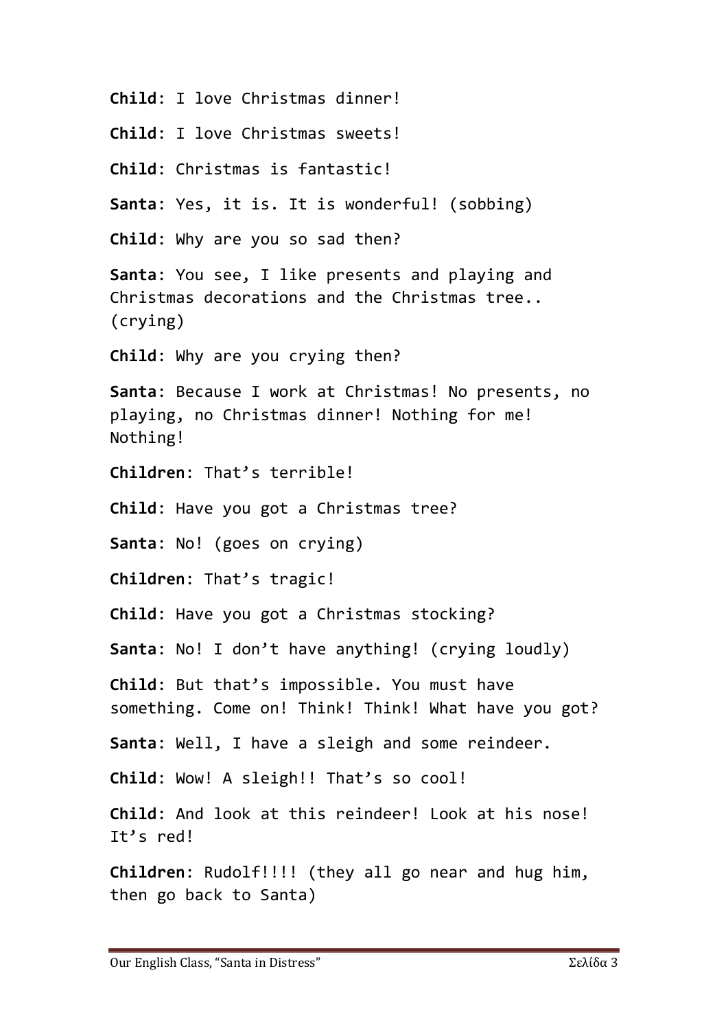**Child**: I love Christmas dinner!

**Child**: I love Christmas sweets!

**Child**: Christmas is fantastic!

**Santa**: Yes, it is. It is wonderful! (sobbing)

**Child**: Why are you so sad then?

**Santa**: You see, I like presents and playing and Christmas decorations and the Christmas tree.. (crying)

**Child**: Why are you crying then?

**Santa**: Because I work at Christmas! No presents, no playing, no Christmas dinner! Nothing for me! Nothing!

**Children**: That's terrible!

**Child**: Have you got a Christmas tree?

**Santa**: No! (goes on crying)

**Children**: That's tragic!

**Child**: Have you got a Christmas stocking?

**Santa**: No! I don't have anything! (crying loudly)

**Child**: But that's impossible. You must have something. Come on! Think! Think! What have you got?

**Santa**: Well, I have a sleigh and some reindeer.

**Child**: Wow! A sleigh!! That's so cool!

**Child**: And look at this reindeer! Look at his nose! It's red!

**Children**: Rudolf!!!! (they all go near and hug him, then go back to Santa)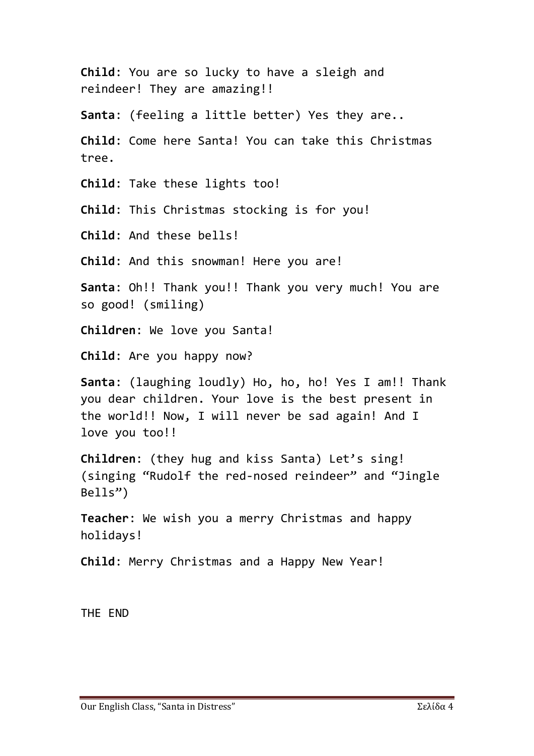**Child**: You are so lucky to have a sleigh and reindeer! They are amazing!!

**Santa**: (feeling a little better) Yes they are..

**Child**: Come here Santa! You can take this Christmas tree.

**Child**: Take these lights too!

**Child**: This Christmas stocking is for you!

**Child**: And these bells!

**Child**: And this snowman! Here you are!

**Santa**: Oh!! Thank you!! Thank you very much! You are so good! (smiling)

**Children**: We love you Santa!

**Child**: Are you happy now?

**Santa**: (laughing loudly) Ho, ho, ho! Yes I am!! Thank you dear children. Your love is the best present in the world!! Now, I will never be sad again! And I love you too!!

**Children**: (they hug and kiss Santa) Let's sing! (singing "Rudolf the red-nosed reindeer" and "Jingle Bells")

**Teacher**: We wish you a merry Christmas and happy holidays!

**Child**: Merry Christmas and a Happy New Year!

THE END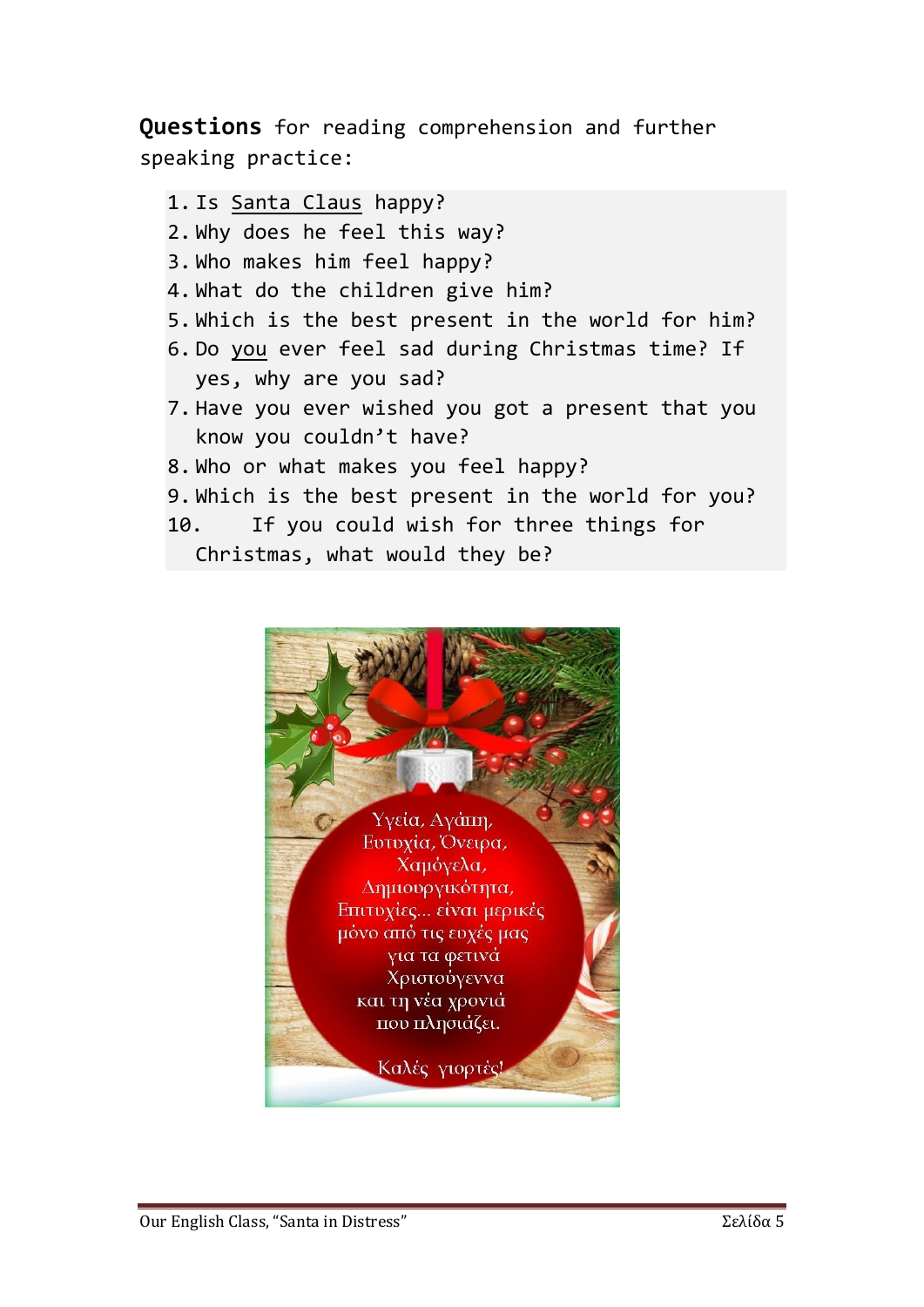**Questions** for reading comprehension and further speaking practice:

1. Is Santa Claus happy?
2. Why does he feel this way?
3. Who makes him feel happy?
4. What do the children give him?
5. Which is the best present in the world for him?
6. Do you ever feel sad during Christmas time? If yes, why are you sad?
7. Have you ever wished you got a present that you know you couldn't have?
8. Who or what makes you feel happy?
9. Which is the best present in the world for you?
10. If you could wish for three things for Christmas, what would they be?

Υγεία, Αγάπη,
Ευτυχία, Όνειρα,
Χαμόγελα,
Δημιουργικότητα,
Επιτυχίες... είναι μερικές
μόνο από τις ευχές μας
για τα φετινά
Χριστούγεννα
και τη νέα χρονιά
που πλησιάζει.

Καλές γιορτές!